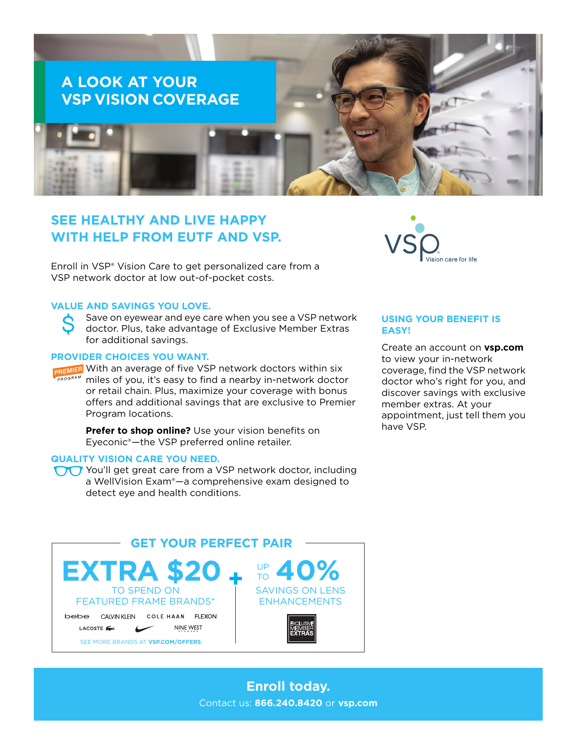# A LOOK AT YOUR VSP VISION COVERAGE

## SEE HEALTHY AND LIVE HAPPY WITH HELP FROM EUTF AND VSP.

Enroll in VSP® Vision Care to get personalized care from a VSP network doctor at low out-of-pocket costs.

### VALUE AND SAVINGS YOU LOVE.

Save on eyewear and eye care when you see a VSP network doctor. Plus, take advantage of Exclusive Member Extras for additional savings.

### PROVIDER CHOICES YOU WANT.

With an average of five VSP network doctors within six miles of you, it's easy to find a nearby in-network doctor or retail chain. Plus, maximize your coverage with bonus offers and additional savings that are exclusive to Premier Program locations.

**Prefer to shop online?** Use your vision benefits on Eyeconic®—the VSP preferred online retailer.

### QUALITY VISION CARE YOU NEED.

You'll get great care from a VSP network doctor, including a WellVision Exam®—a comprehensive exam designed to detect eye and health conditions.

### USING YOUR BENEFIT IS EASY!

Create an account on **vsp.com** to view your in-network coverage, find the VSP network doctor who's right for you, and discover savings with exclusive member extras. At your appointment, just tell them you have VSP.

## GET YOUR PERFECT PAIR

**EXTRA $20** TO SPEND ON FEATURED FRAME BRANDS*

bebe, CALVIN KLEIN, COLE HAAN, FLEXON, LACOSTE, NIKE, NINE WEST

SEE MORE BRANDS AT **VSP.COM/OFFERS**.

**+ UP TO 40%** SAVINGS ON LENS ENHANCEMENTS

EXCLUSIVE MEMBER EXTRAS

**Enroll today.**

Contact us: **866.240.8420** or **vsp.com**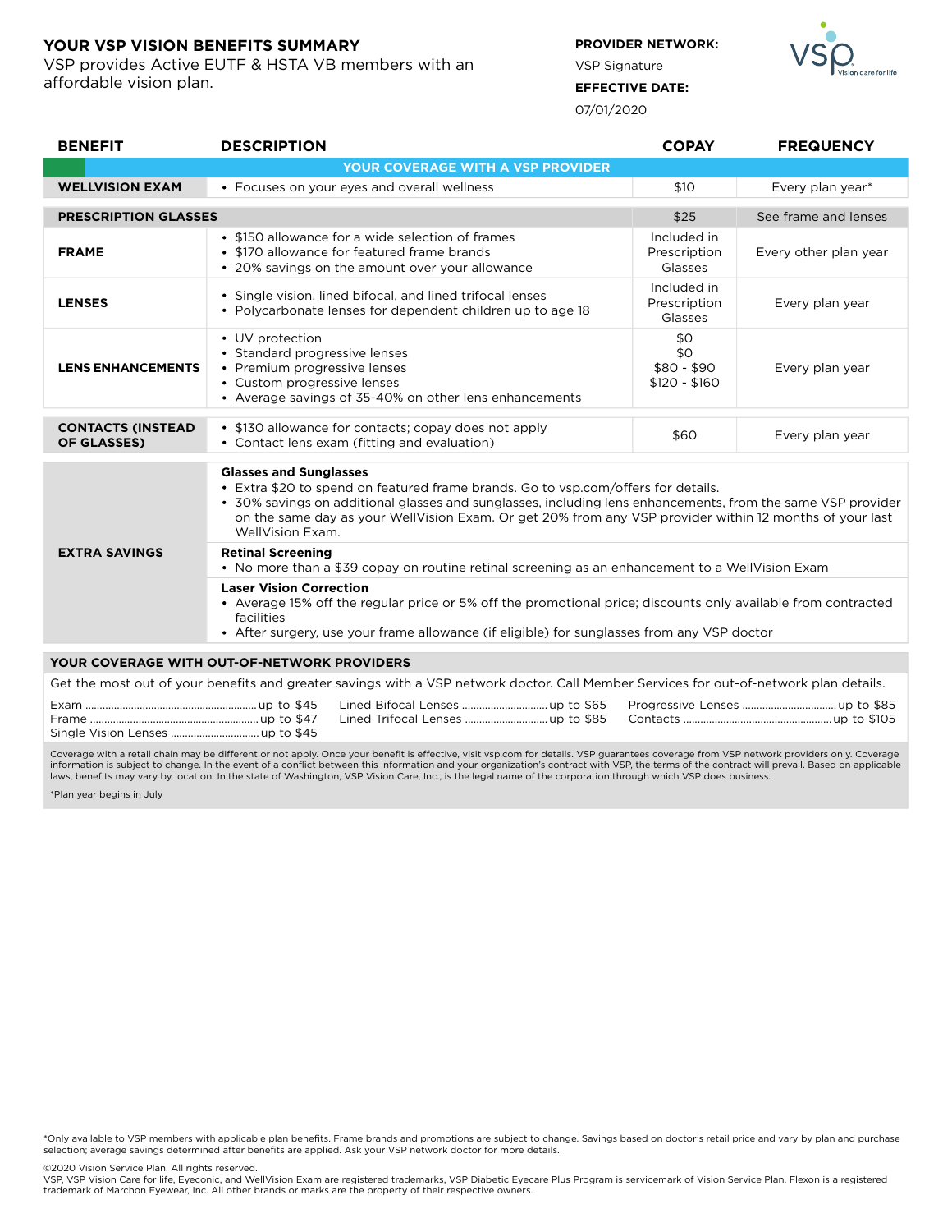## YOUR VSP VISION BENEFITS SUMMARY

VSP provides Active EUTF & HSTA VB members with an affordable vision plan.

**PROVIDER NETWORK:**
VSP Signature

**EFFECTIVE DATE:**
07/01/2020

| BENEFIT | DESCRIPTION | COPAY | FREQUENCY |
|---|---|---|---|
| | **YOUR COVERAGE WITH A VSP PROVIDER** | | |
| **WELLVISION EXAM** | • Focuses on your eyes and overall wellness | $10 | Every plan year* |
| **PRESCRIPTION GLASSES** | | $25 | See frame and lenses |
| **FRAME** | • $150 allowance for a wide selection of frames<br>• $170 allowance for featured frame brands<br>• 20% savings on the amount over your allowance | Included in Prescription Glasses | Every other plan year |
| **LENSES** | • Single vision, lined bifocal, and lined trifocal lenses<br>• Polycarbonate lenses for dependent children up to age 18 | Included in Prescription Glasses | Every plan year |
| **LENS ENHANCEMENTS** | • UV protection<br>• Standard progressive lenses<br>• Premium progressive lenses<br>• Custom progressive lenses<br>• Average savings of 35-40% on other lens enhancements | $0<br>$0<br>$80 - $90<br>$120 - $160 | Every plan year |
| **CONTACTS (INSTEAD OF GLASSES)** | • $130 allowance for contacts; copay does not apply<br>• Contact lens exam (fitting and evaluation) | $60 | Every plan year |
| **EXTRA SAVINGS** | **Glasses and Sunglasses**<br>• Extra $20 to spend on featured frame brands. Go to vsp.com/offers for details.<br>• 30% savings on additional glasses and sunglasses, including lens enhancements, from the same VSP provider on the same day as your WellVision Exam. Or get 20% from any VSP provider within 12 months of your last WellVision Exam.<br>**Retinal Screening**<br>• No more than a $39 copay on routine retinal screening as an enhancement to a WellVision Exam<br>**Laser Vision Correction**<br>• Average 15% off the regular price or 5% off the promotional price; discounts only available from contracted facilities<br>• After surgery, use your frame allowance (if eligible) for sunglasses from any VSP doctor | | |

### YOUR COVERAGE WITH OUT-OF-NETWORK PROVIDERS

Get the most out of your benefits and greater savings with a VSP network doctor. Call Member Services for out-of-network plan details.

| | | | | | |
|---|---|---|---|---|---|
| Exam | up to $45 | Lined Bifocal Lenses | up to $65 | Progressive Lenses | up to $85 |
| Frame | up to $47 | Lined Trifocal Lenses | up to $85 | Contacts | up to $105 |
| Single Vision Lenses | up to $45 | | | | |

Coverage with a retail chain may be different or not apply. Once your benefit is effective, visit vsp.com for details. VSP guarantees coverage from VSP network providers only. Coverage information is subject to change. In the event of a conflict between this information and your organization's contract with VSP, the terms of the contract will prevail. Based on applicable laws, benefits may vary by location. In the state of Washington, VSP Vision Care, Inc., is the legal name of the corporation through which VSP does business.

*Plan year begins in July

*Only available to VSP members with applicable plan benefits. Frame brands and promotions are subject to change. Savings based on doctor's retail price and vary by plan and purchase selection; average savings determined after benefits are applied. Ask your VSP network doctor for more details.

©2020 Vision Service Plan. All rights reserved.
VSP, VSP Vision Care for life, Eyeconic, and WellVision Exam are registered trademarks, VSP Diabetic Eyecare Plus Program is servicemark of Vision Service Plan. Flexon is a registered trademark of Marchon Eyewear, Inc. All other brands or marks are the property of their respective owners.